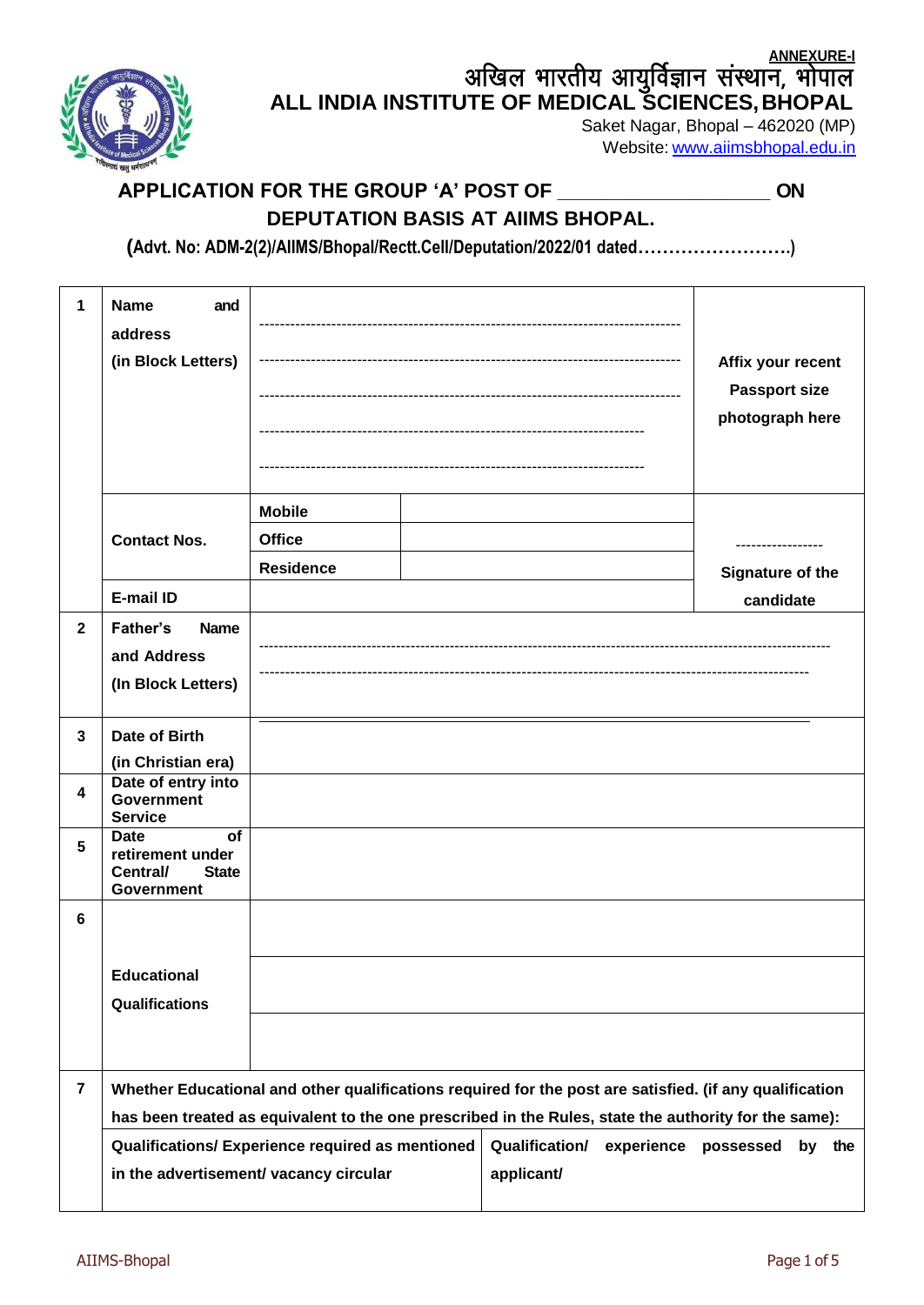**ANNEXURE-I**

# अखिल भारतीय आयुर्विज्ञान संस्थान, भोपाल

# ALL INDIA INSTITUTE OF MEDICAL SCIENCES, BHOPAL

Saket Nagar, Bhopal – 462020 (MP)
Website: www.aiimsbhopal.edu.in

## APPLICATION FOR THE GROUP 'A' POST OF ________________ ON DEPUTATION BASIS AT AIIMS BHOPAL.

**(Advt. No: ADM-2(2)/AIIMS/Bhopal/Rectt.Cell/Deputation/2022/01 dated…………………….)**

| | | | | |
|---|---|---|---|---|
| 1 | **Name and address (in Block Letters)** | ------------------------------------------------------------------------------- ------------------------------------------------------------------------------- ------------------------------------------------------------------------------- ------------------------------------------------------------------------ ------------------------------------------------------------------------ | | **Affix your recent Passport size photograph here** |
| | **Contact Nos.** | **Mobile** | | ----------------- **Signature of the candidate** |
| | | **Office** | | |
| | | **Residence** | | |
| | **E-mail ID** | | | |
| 2 | **Father's Name and Address (In Block Letters)** | ------------------------------------------------------------------------------------------------------- ------------------------------------------------------------------------------------------------------- | | |
| 3 | **Date of Birth (in Christian era)** | | | |
| 4 | **Date of entry into Government Service** | | | |
| 5 | **Date of retirement under Central/ State Government** | | | |
| 6 | **Educational Qualifications** | | | |
| | | | | |
| | | | | |
| 7 | **Whether Educational and other qualifications required for the post are satisfied. (if any qualification has been treated as equivalent to the one prescribed in the Rules, state the authority for the same):** | | | |
| | **Qualifications/ Experience required as mentioned in the advertisement/ vacancy circular** | | **Qualification/ experience possessed by the applicant/** | |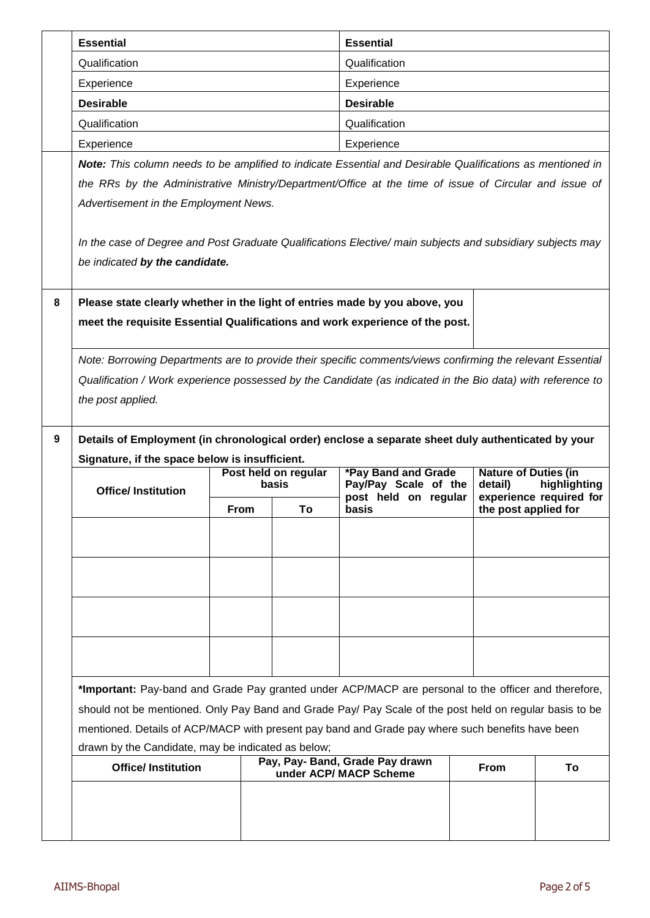| Essential | Essential |
|---|---|
| Qualification | Qualification |
| Experience | Experience |
| **Desirable** | **Desirable** |
| Qualification | Qualification |
| Experience | Experience |

***Note:*** *This column needs to be amplified to indicate Essential and Desirable Qualifications as mentioned in the RRs by the Administrative Ministry/Department/Office at the time of issue of Circular and issue of Advertisement in the Employment News.*

*In the case of Degree and Post Graduate Qualifications Elective/ main subjects and subsidiary subjects may be indicated* ***by the candidate.***

**8** **Please state clearly whether in the light of entries made by you above, you meet the requisite Essential Qualifications and work experience of the post.**

*Note: Borrowing Departments are to provide their specific comments/views confirming the relevant Essential Qualification / Work experience possessed by the Candidate (as indicated in the Bio data) with reference to the post applied.*

**9** **Details of Employment (in chronological order) enclose a separate sheet duly authenticated by your Signature, if the space below is insufficient.**

| Office/ Institution | Post held on regular basis | | *Pay Band and Grade Pay/Pay Scale of the post held on regular basis | Nature of Duties (in detail) highlighting experience required for the post applied for |
|---|---|---|---|---|
| | From | To | | |
| | | | | |
| | | | | |
| | | | | |
| | | | | |

**\*Important:** Pay-band and Grade Pay granted under ACP/MACP are personal to the officer and therefore, should not be mentioned. Only Pay Band and Grade Pay/ Pay Scale of the post held on regular basis to be mentioned. Details of ACP/MACP with present pay band and Grade pay where such benefits have been drawn by the Candidate, may be indicated as below;

| Office/ Institution | Pay, Pay- Band, Grade Pay drawn under ACP/ MACP Scheme | From | To |
|---|---|---|---|
| | | | |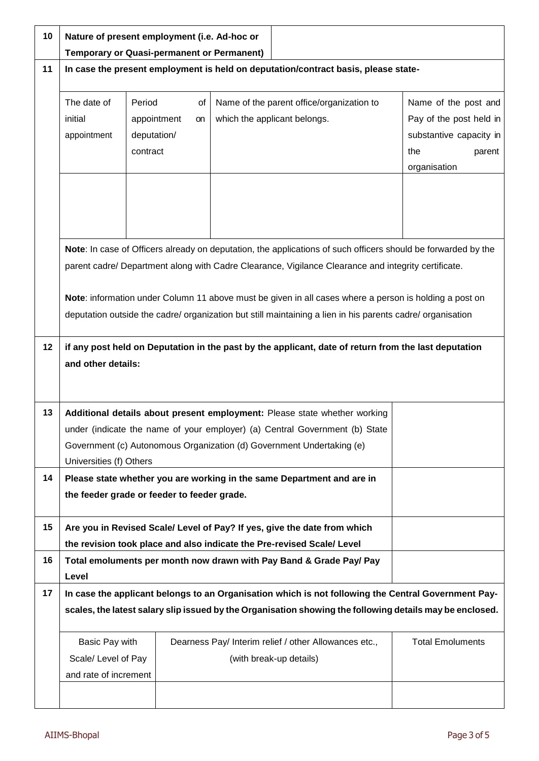| 10 | **Nature of present employment (i.e. Ad-hoc or Temporary or Quasi-permanent or Permanent)** | |
|---|---|---|

**11** **In case the present employment is held on deputation/contract basis, please state-**

| The date of initial appointment | Period of appointment on deputation/ contract | Name of the parent office/organization to which the applicant belongs. | Name of the post and Pay of the post held in substantive capacity in the parent organisation |
|---|---|---|---|
| | | | |

**Note**: In case of Officers already on deputation, the applications of such officers should be forwarded by the parent cadre/ Department along with Cadre Clearance, Vigilance Clearance and integrity certificate.

**Note**: information under Column 11 above must be given in all cases where a person is holding a post on deputation outside the cadre/ organization but still maintaining a lien in his parents cadre/ organisation

**12** **if any post held on Deputation in the past by the applicant, date of return from the last deputation and other details:**

| 13 | **Additional details about present employment:** Please state whether working under (indicate the name of your employer) (a) Central Government (b) State Government (c) Autonomous Organization (d) Government Undertaking (e) Universities (f) Others | |
|---|---|---|
| 14 | **Please state whether you are working in the same Department and are in the feeder grade or feeder to feeder grade.** | |
| 15 | **Are you in Revised Scale/ Level of Pay? If yes, give the date from which the revision took place and also indicate the Pre-revised Scale/ Level** | |
| 16 | **Total emoluments per month now drawn with Pay Band & Grade Pay/ Pay Level** | |

**17** **In case the applicant belongs to an Organisation which is not following the Central Government Pay-scales, the latest salary slip issued by the Organisation showing the following details may be enclosed.**

| Basic Pay with Scale/ Level of Pay and rate of increment | Dearness Pay/ Interim relief / other Allowances etc., (with break-up details) | Total Emoluments |
|---|---|---|
| | | |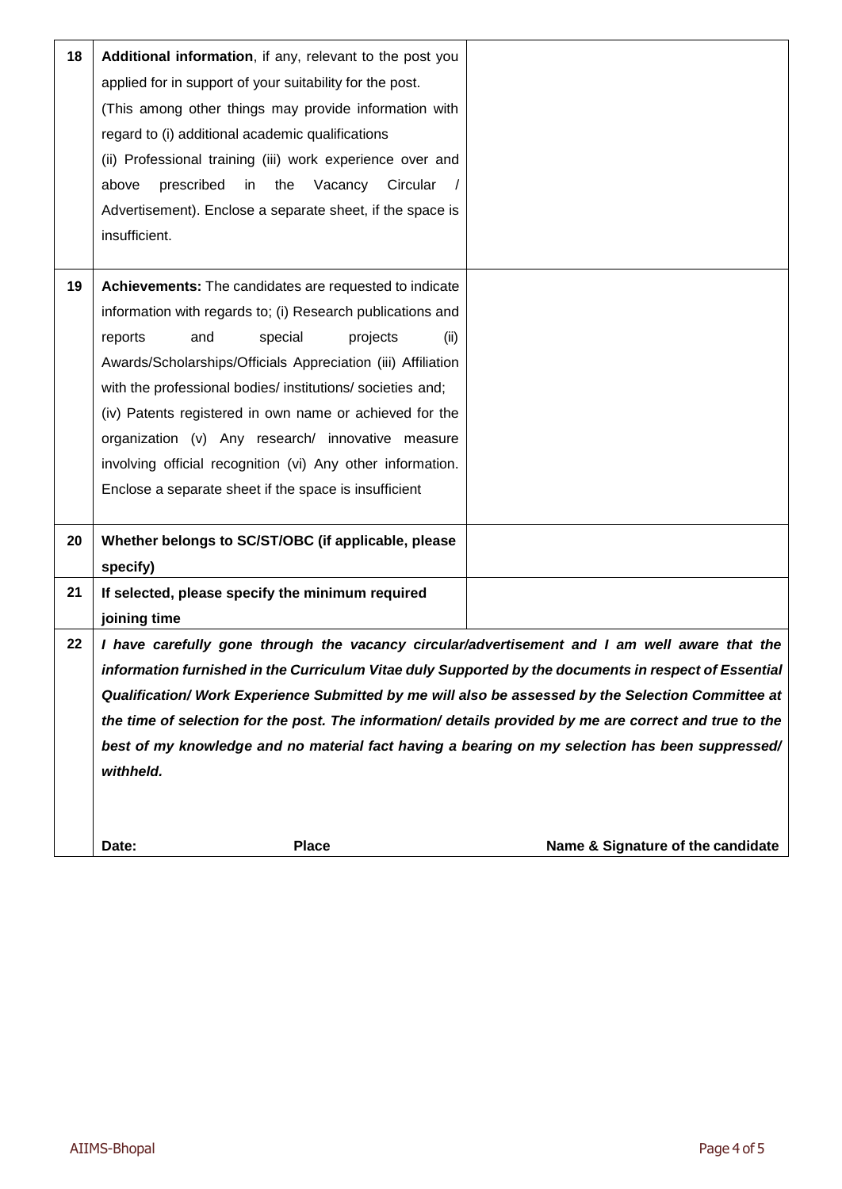| | | |
|---|---|---|
| 18 | **Additional information**, if any, relevant to the post you applied for in support of your suitability for the post. (This among other things may provide information with regard to (i) additional academic qualifications (ii) Professional training (iii) work experience over and above prescribed in the Vacancy Circular / Advertisement). Enclose a separate sheet, if the space is insufficient. | |
| 19 | **Achievements:** The candidates are requested to indicate information with regards to; (i) Research publications and reports and special projects (ii) Awards/Scholarships/Officials Appreciation (iii) Affiliation with the professional bodies/ institutions/ societies and; (iv) Patents registered in own name or achieved for the organization (v) Any research/ innovative measure involving official recognition (vi) Any other information. Enclose a separate sheet if the space is insufficient | |
| 20 | **Whether belongs to SC/ST/OBC (if applicable, please specify)** | |
| 21 | **If selected, please specify the minimum required joining time** | |
| 22 | ***I have carefully gone through the vacancy circular/advertisement and I am well aware that the information furnished in the Curriculum Vitae duly Supported by the documents in respect of Essential Qualification/ Work Experience Submitted by me will also be assessed by the Selection Committee at the time of selection for the post. The information/ details provided by me are correct and true to the best of my knowledge and no material fact having a bearing on my selection has been suppressed/ withheld.*** <br><br> **Date:** **Place** **Name & Signature of the candidate** | |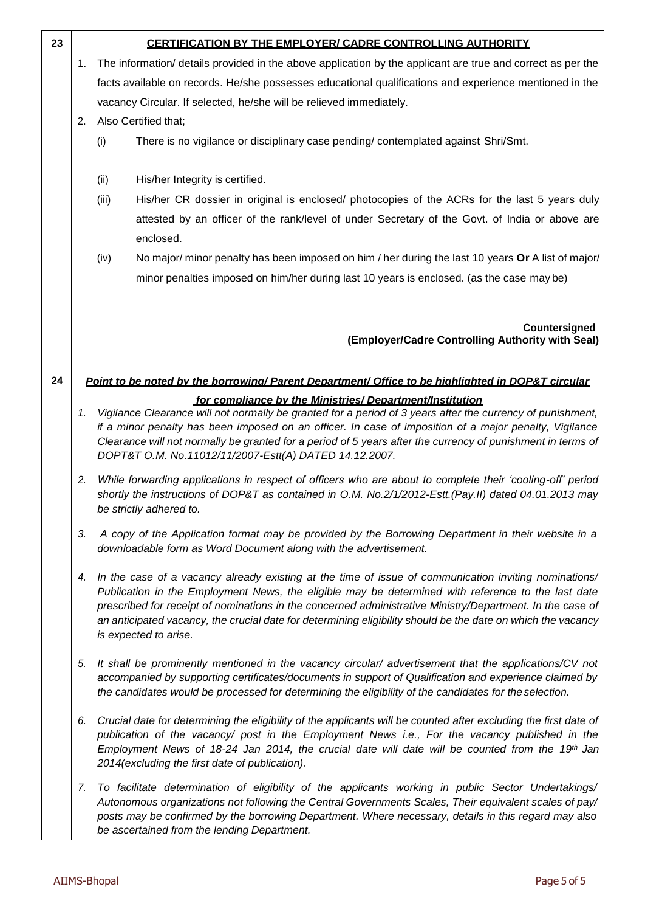**23**

## CERTIFICATION BY THE EMPLOYER/ CADRE CONTROLLING AUTHORITY

1. The information/ details provided in the above application by the applicant are true and correct as per the facts available on records. He/she possesses educational qualifications and experience mentioned in the vacancy Circular. If selected, he/she will be relieved immediately.
2. Also Certified that;
   - (i) There is no vigilance or disciplinary case pending/ contemplated against Shri/Smt.
   - (ii) His/her Integrity is certified.
   - (iii) His/her CR dossier in original is enclosed/ photocopies of the ACRs for the last 5 years duly attested by an officer of the rank/level of under Secretary of the Govt. of India or above are enclosed.
   - (iv) No major/ minor penalty has been imposed on him / her during the last 10 years **Or** A list of major/ minor penalties imposed on him/her during last 10 years is enclosed. (as the case may be)

**Countersigned**
**(Employer/Cadre Controlling Authority with Seal)**

**24**

## *Point to be noted by the borrowing/ Parent Department/ Office to be highlighted in DOP&T circular for compliance by the Ministries/ Department/Institution*

1. *Vigilance Clearance will not normally be granted for a period of 3 years after the currency of punishment, if a minor penalty has been imposed on an officer. In case of imposition of a major penalty, Vigilance Clearance will not normally be granted for a period of 5 years after the currency of punishment in terms of DOPT&T O.M. No.11012/11/2007-Estt(A) DATED 14.12.2007.*
2. *While forwarding applications in respect of officers who are about to complete their 'cooling-off' period shortly the instructions of DOP&T as contained in O.M. No.2/1/2012-Estt.(Pay.II) dated 04.01.2013 may be strictly adhered to.*
3. *A copy of the Application format may be provided by the Borrowing Department in their website in a downloadable form as Word Document along with the advertisement.*
4. *In the case of a vacancy already existing at the time of issue of communication inviting nominations/ Publication in the Employment News, the eligible may be determined with reference to the last date prescribed for receipt of nominations in the concerned administrative Ministry/Department. In the case of an anticipated vacancy, the crucial date for determining eligibility should be the date on which the vacancy is expected to arise.*
5. *It shall be prominently mentioned in the vacancy circular/ advertisement that the applications/CV not accompanied by supporting certificates/documents in support of Qualification and experience claimed by the candidates would be processed for determining the eligibility of the candidates for the selection.*
6. *Crucial date for determining the eligibility of the applicants will be counted after excluding the first date of publication of the vacancy/ post in the Employment News i.e., For the vacancy published in the Employment News of 18-24 Jan 2014, the crucial date will date will be counted from the 19th Jan 2014(excluding the first date of publication).*
7. *To facilitate determination of eligibility of the applicants working in public Sector Undertakings/ Autonomous organizations not following the Central Governments Scales, Their equivalent scales of pay/ posts may be confirmed by the borrowing Department. Where necessary, details in this regard may also be ascertained from the lending Department.*